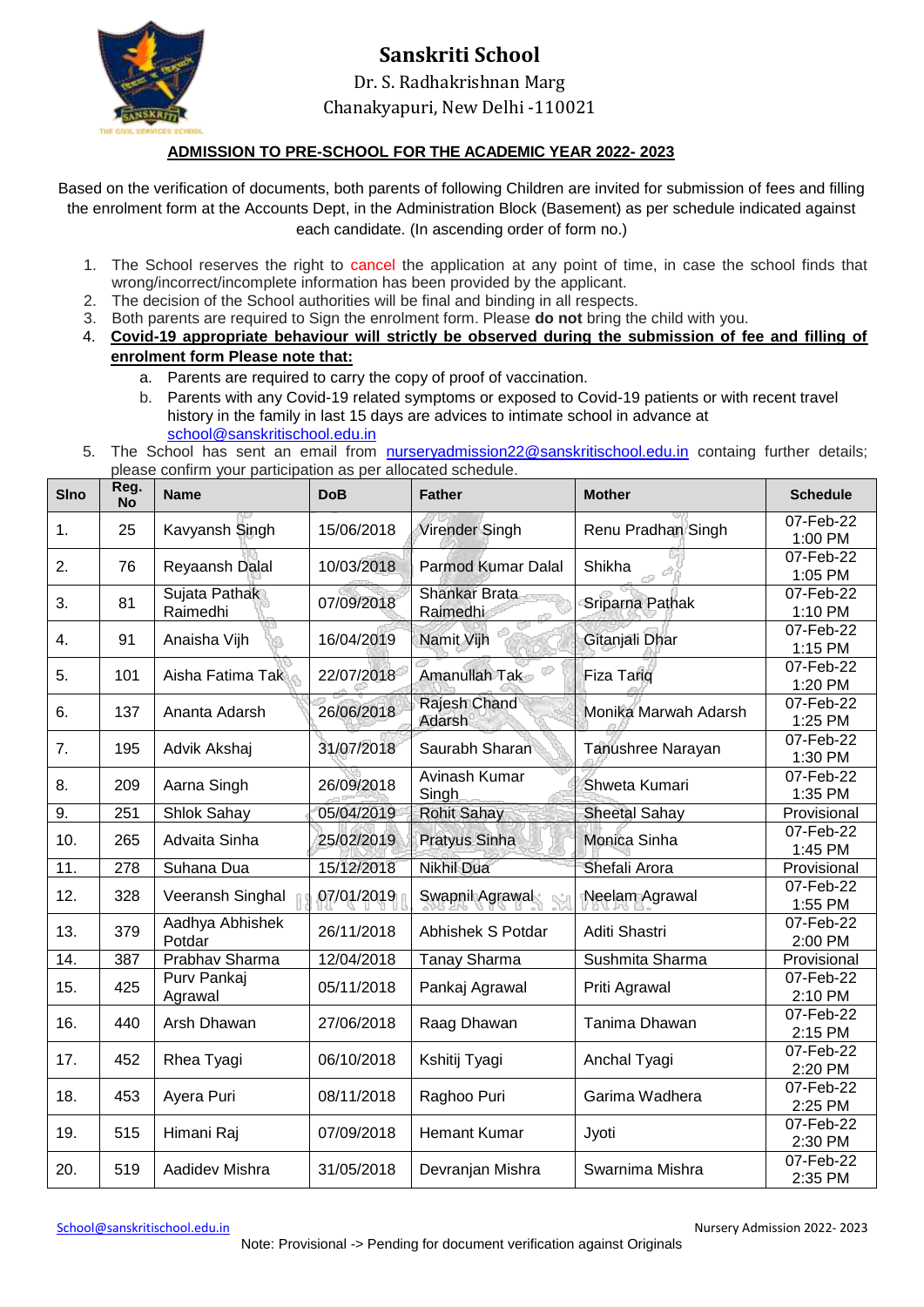# Sanskriti School

Dr. S. Radhakrishnan Marg
Chanakyapuri, New Delhi -110021

## ADMISSION TO PRE-SCHOOL FOR THE ACADEMIC YEAR 2022- 2023

Based on the verification of documents, both parents of following Children are invited for submission of fees and filling the enrolment form at the Accounts Dept, in the Administration Block (Basement) as per schedule indicated against each candidate. (In ascending order of form no.)

1. The School reserves the right to cancel the application at any point of time, in case the school finds that wrong/incorrect/incomplete information has been provided by the applicant.
2. The decision of the School authorities will be final and binding in all respects.
3. Both parents are required to Sign the enrolment form. Please **do not** bring the child with you.
4. **Covid-19 appropriate behaviour will strictly be observed during the submission of fee and filling of enrolment form Please note that:**
   a. Parents are required to carry the copy of proof of vaccination.
   b. Parents with any Covid-19 related symptoms or exposed to Covid-19 patients or with recent travel history in the family in last 15 days are advices to intimate school in advance at school@sanskritischool.edu.in
5. The School has sent an email from nurseryadmission22@sanskritischool.edu.in containg further details; please confirm your participation as per allocated schedule.

| Slno | Reg. No | Name | DoB | Father | Mother | Schedule |
|---|---|---|---|---|---|---|
| 1. | 25 | Kavyansh Singh | 15/06/2018 | Virender Singh | Renu Pradhan Singh | 07-Feb-22 1:00 PM |
| 2. | 76 | Reyaansh Dalal | 10/03/2018 | Parmod Kumar Dalal | Shikha | 07-Feb-22 1:05 PM |
| 3. | 81 | Sujata Pathak Raimedhi | 07/09/2018 | Shankar Brata Raimedhi | Sriparna Pathak | 07-Feb-22 1:10 PM |
| 4. | 91 | Anaisha Vijh | 16/04/2019 | Namit Vijh | Gitanjali Dhar | 07-Feb-22 1:15 PM |
| 5. | 101 | Aisha Fatima Tak | 22/07/2018 | Amanullah Tak | Fiza Tariq | 07-Feb-22 1:20 PM |
| 6. | 137 | Ananta Adarsh | 26/06/2018 | Rajesh Chand Adarsh | Monika Marwah Adarsh | 07-Feb-22 1:25 PM |
| 7. | 195 | Advik Akshaj | 31/07/2018 | Saurabh Sharan | Tanushree Narayan | 07-Feb-22 1:30 PM |
| 8. | 209 | Aarna Singh | 26/09/2018 | Avinash Kumar Singh | Shweta Kumari | 07-Feb-22 1:35 PM |
| 9. | 251 | Shlok Sahay | 05/04/2019 | Rohit Sahay | Sheetal Sahay | Provisional |
| 10. | 265 | Advaita Sinha | 25/02/2019 | Pratyus Sinha | Monica Sinha | 07-Feb-22 1:45 PM |
| 11. | 278 | Suhana Dua | 15/12/2018 | Nikhil Dua | Shefali Arora | Provisional |
| 12. | 328 | Veeransh Singhal | 07/01/2019 | Swapnil Agrawal | Neelam Agrawal | 07-Feb-22 1:55 PM |
| 13. | 379 | Aadhya Abhishek Potdar | 26/11/2018 | Abhishek S Potdar | Aditi Shastri | 07-Feb-22 2:00 PM |
| 14. | 387 | Prabhav Sharma | 12/04/2018 | Tanay Sharma | Sushmita Sharma | Provisional |
| 15. | 425 | Purv Pankaj Agrawal | 05/11/2018 | Pankaj Agrawal | Priti Agrawal | 07-Feb-22 2:10 PM |
| 16. | 440 | Arsh Dhawan | 27/06/2018 | Raag Dhawan | Tanima Dhawan | 07-Feb-22 2:15 PM |
| 17. | 452 | Rhea Tyagi | 06/10/2018 | Kshitij Tyagi | Anchal Tyagi | 07-Feb-22 2:20 PM |
| 18. | 453 | Ayera Puri | 08/11/2018 | Raghoo Puri | Garima Wadhera | 07-Feb-22 2:25 PM |
| 19. | 515 | Himani Raj | 07/09/2018 | Hemant Kumar | Jyoti | 07-Feb-22 2:30 PM |
| 20. | 519 | Aadidev Mishra | 31/05/2018 | Devranjan Mishra | Swarnima Mishra | 07-Feb-22 2:35 PM |

Note: Provisional -> Pending for document verification against Originals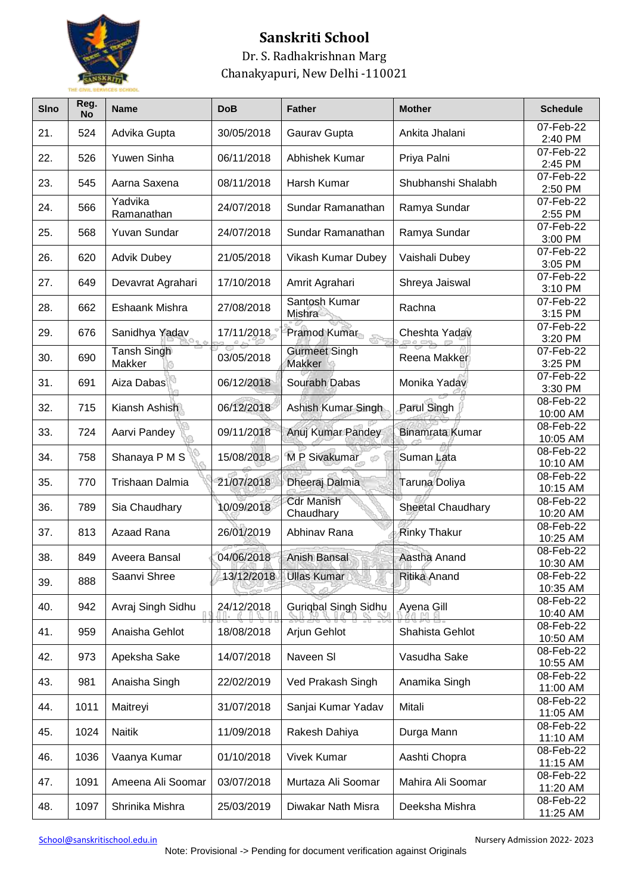# Sanskriti School

Dr. S. Radhakrishnan Marg
Chanakyapuri, New Delhi -110021

| Slno | Reg. No | Name | DoB | Father | Mother | Schedule |
|---|---|---|---|---|---|---|
| 21. | 524 | Advika Gupta | 30/05/2018 | Gaurav Gupta | Ankita Jhalani | 07-Feb-22 2:40 PM |
| 22. | 526 | Yuwen Sinha | 06/11/2018 | Abhishek Kumar | Priya Palni | 07-Feb-22 2:45 PM |
| 23. | 545 | Aarna Saxena | 08/11/2018 | Harsh Kumar | Shubhanshi Shalabh | 07-Feb-22 2:50 PM |
| 24. | 566 | Yadvika Ramanathan | 24/07/2018 | Sundar Ramanathan | Ramya Sundar | 07-Feb-22 2:55 PM |
| 25. | 568 | Yuvan Sundar | 24/07/2018 | Sundar Ramanathan | Ramya Sundar | 07-Feb-22 3:00 PM |
| 26. | 620 | Advik Dubey | 21/05/2018 | Vikash Kumar Dubey | Vaishali Dubey | 07-Feb-22 3:05 PM |
| 27. | 649 | Devavrat Agrahari | 17/10/2018 | Amrit Agrahari | Shreya Jaiswal | 07-Feb-22 3:10 PM |
| 28. | 662 | Eshaank Mishra | 27/08/2018 | Santosh Kumar Mishra | Rachna | 07-Feb-22 3:15 PM |
| 29. | 676 | Sanidhya Yadav | 17/11/2018 | Pramod Kumar | Cheshta Yadav | 07-Feb-22 3:20 PM |
| 30. | 690 | Tansh Singh Makker | 03/05/2018 | Gurmeet Singh Makker | Reena Makker | 07-Feb-22 3:25 PM |
| 31. | 691 | Aiza Dabas | 06/12/2018 | Sourabh Dabas | Monika Yadav | 07-Feb-22 3:30 PM |
| 32. | 715 | Kiansh Ashish | 06/12/2018 | Ashish Kumar Singh | Parul Singh | 08-Feb-22 10:00 AM |
| 33. | 724 | Aarvi Pandey | 09/11/2018 | Anuj Kumar Pandey | Binamrata Kumar | 08-Feb-22 10:05 AM |
| 34. | 758 | Shanaya P M S | 15/08/2018 | M P Sivakumar | Suman Lata | 08-Feb-22 10:10 AM |
| 35. | 770 | Trishaan Dalmia | 21/07/2018 | Dheeraj Dalmia | Taruna Doliya | 08-Feb-22 10:15 AM |
| 36. | 789 | Sia Chaudhary | 10/09/2018 | Cdr Manish Chaudhary | Sheetal Chaudhary | 08-Feb-22 10:20 AM |
| 37. | 813 | Azaad Rana | 26/01/2019 | Abhinav Rana | Rinky Thakur | 08-Feb-22 10:25 AM |
| 38. | 849 | Aveera Bansal | 04/06/2018 | Anish Bansal | Aastha Anand | 08-Feb-22 10:30 AM |
| 39. | 888 | Saanvi Shree | 13/12/2018 | Ullas Kumar | Ritika Anand | 08-Feb-22 10:35 AM |
| 40. | 942 | Avraj Singh Sidhu | 24/12/2018 | Guriqbal Singh Sidhu | Ayena Gill | 08-Feb-22 10:40 AM |
| 41. | 959 | Anaisha Gehlot | 18/08/2018 | Arjun Gehlot | Shahista Gehlot | 08-Feb-22 10:50 AM |
| 42. | 973 | Apeksha Sake | 14/07/2018 | Naveen Sl | Vasudha Sake | 08-Feb-22 10:55 AM |
| 43. | 981 | Anaisha Singh | 22/02/2019 | Ved Prakash Singh | Anamika Singh | 08-Feb-22 11:00 AM |
| 44. | 1011 | Maitreyi | 31/07/2018 | Sanjai Kumar Yadav | Mitali | 08-Feb-22 11:05 AM |
| 45. | 1024 | Naitik | 11/09/2018 | Rakesh Dahiya | Durga Mann | 08-Feb-22 11:10 AM |
| 46. | 1036 | Vaanya Kumar | 01/10/2018 | Vivek Kumar | Aashti Chopra | 08-Feb-22 11:15 AM |
| 47. | 1091 | Ameena Ali Soomar | 03/07/2018 | Murtaza Ali Soomar | Mahira Ali Soomar | 08-Feb-22 11:20 AM |
| 48. | 1097 | Shrinika Mishra | 25/03/2019 | Diwakar Nath Misra | Deeksha Mishra | 08-Feb-22 11:25 AM |

School@sanskritischool.edu.in

Nursery Admission 2022- 2023

Note: Provisional -> Pending for document verification against Originals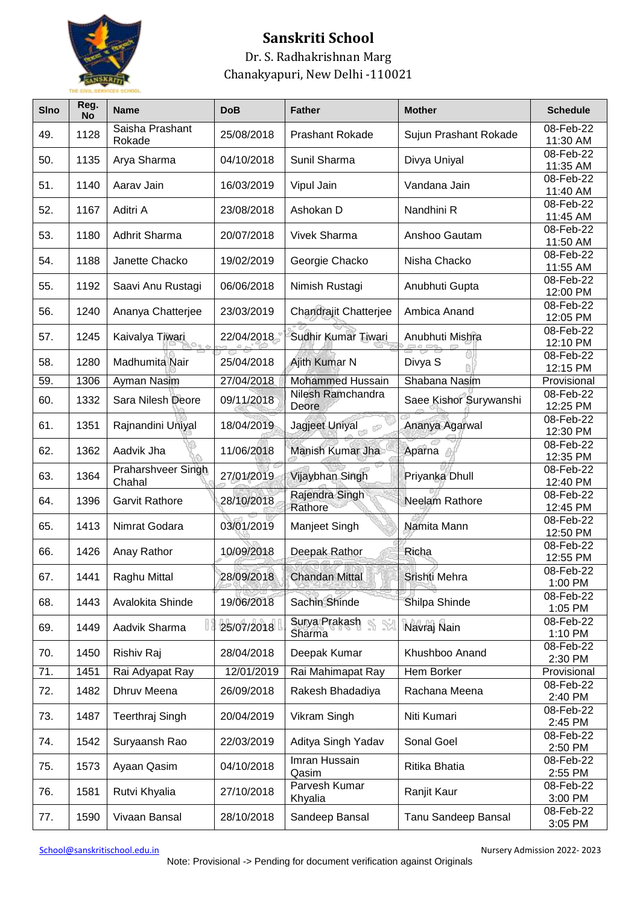# Sanskriti School

Dr. S. Radhakrishnan Marg
Chanakyapuri, New Delhi -110021

| Slno | Reg. No | Name | DoB | Father | Mother | Schedule |
|---|---|---|---|---|---|---|
| 49. | 1128 | Saisha Prashant Rokade | 25/08/2018 | Prashant Rokade | Sujun Prashant Rokade | 08-Feb-22 11:30 AM |
| 50. | 1135 | Arya Sharma | 04/10/2018 | Sunil Sharma | Divya Uniyal | 08-Feb-22 11:35 AM |
| 51. | 1140 | Aarav Jain | 16/03/2019 | Vipul Jain | Vandana Jain | 08-Feb-22 11:40 AM |
| 52. | 1167 | Aditri A | 23/08/2018 | Ashokan D | Nandhini R | 08-Feb-22 11:45 AM |
| 53. | 1180 | Adhrit Sharma | 20/07/2018 | Vivek Sharma | Anshoo Gautam | 08-Feb-22 11:50 AM |
| 54. | 1188 | Janette Chacko | 19/02/2019 | Georgie Chacko | Nisha Chacko | 08-Feb-22 11:55 AM |
| 55. | 1192 | Saavi Anu Rustagi | 06/06/2018 | Nimish Rustagi | Anubhuti Gupta | 08-Feb-22 12:00 PM |
| 56. | 1240 | Ananya Chatterjee | 23/03/2019 | Chandrajit Chatterjee | Ambica Anand | 08-Feb-22 12:05 PM |
| 57. | 1245 | Kaivalya Tiwari | 22/04/2018 | Sudhir Kumar Tiwari | Anubhuti Mishra | 08-Feb-22 12:10 PM |
| 58. | 1280 | Madhumita Nair | 25/04/2018 | Ajith Kumar N | Divya S | 08-Feb-22 12:15 PM |
| 59. | 1306 | Ayman Nasim | 27/04/2018 | Mohammed Hussain | Shabana Nasim | Provisional |
| 60. | 1332 | Sara Nilesh Deore | 09/11/2018 | Nilesh Ramchandra Deore | Saee Kishor Surywanshi | 08-Feb-22 12:25 PM |
| 61. | 1351 | Rajnandini Uniyal | 18/04/2019 | Jagjeet Uniyal | Ananya Agarwal | 08-Feb-22 12:30 PM |
| 62. | 1362 | Aadvik Jha | 11/06/2018 | Manish Kumar Jha | Aparna | 08-Feb-22 12:35 PM |
| 63. | 1364 | Praharshveer Singh Chahal | 27/01/2019 | Vijaybhan Singh | Priyanka Dhull | 08-Feb-22 12:40 PM |
| 64. | 1396 | Garvit Rathore | 28/10/2018 | Rajendra Singh Rathore | Neelam Rathore | 08-Feb-22 12:45 PM |
| 65. | 1413 | Nimrat Godara | 03/01/2019 | Manjeet Singh | Namita Mann | 08-Feb-22 12:50 PM |
| 66. | 1426 | Anay Rathor | 10/09/2018 | Deepak Rathor | Richa | 08-Feb-22 12:55 PM |
| 67. | 1441 | Raghu Mittal | 28/09/2018 | Chandan Mittal | Srishti Mehra | 08-Feb-22 1:00 PM |
| 68. | 1443 | Avalokita Shinde | 19/06/2018 | Sachin Shinde | Shilpa Shinde | 08-Feb-22 1:05 PM |
| 69. | 1449 | Aadvik Sharma | 25/07/2018 | Surya Prakash Sharma | Navraj Nain | 08-Feb-22 1:10 PM |
| 70. | 1450 | Rishiv Raj | 28/04/2018 | Deepak Kumar | Khushboo Anand | 08-Feb-22 2:30 PM |
| 71. | 1451 | Rai Adyapat Ray | 12/01/2019 | Rai Mahimapat Ray | Hem Borker | Provisional |
| 72. | 1482 | Dhruv Meena | 26/09/2018 | Rakesh Bhadadiya | Rachana Meena | 08-Feb-22 2:40 PM |
| 73. | 1487 | Teerthraj Singh | 20/04/2019 | Vikram Singh | Niti Kumari | 08-Feb-22 2:45 PM |
| 74. | 1542 | Suryaansh Rao | 22/03/2019 | Aditya Singh Yadav | Sonal Goel | 08-Feb-22 2:50 PM |
| 75. | 1573 | Ayaan Qasim | 04/10/2018 | Imran Hussain Qasim | Ritika Bhatia | 08-Feb-22 2:55 PM |
| 76. | 1581 | Rutvi Khyalia | 27/10/2018 | Parvesh Kumar Khyalia | Ranjit Kaur | 08-Feb-22 3:00 PM |
| 77. | 1590 | Vivaan Bansal | 28/10/2018 | Sandeep Bansal | Tanu Sandeep Bansal | 08-Feb-22 3:05 PM |

School@sanskritischool.edu.in — Nursery Admission 2022- 2023

Note: Provisional -> Pending for document verification against Originals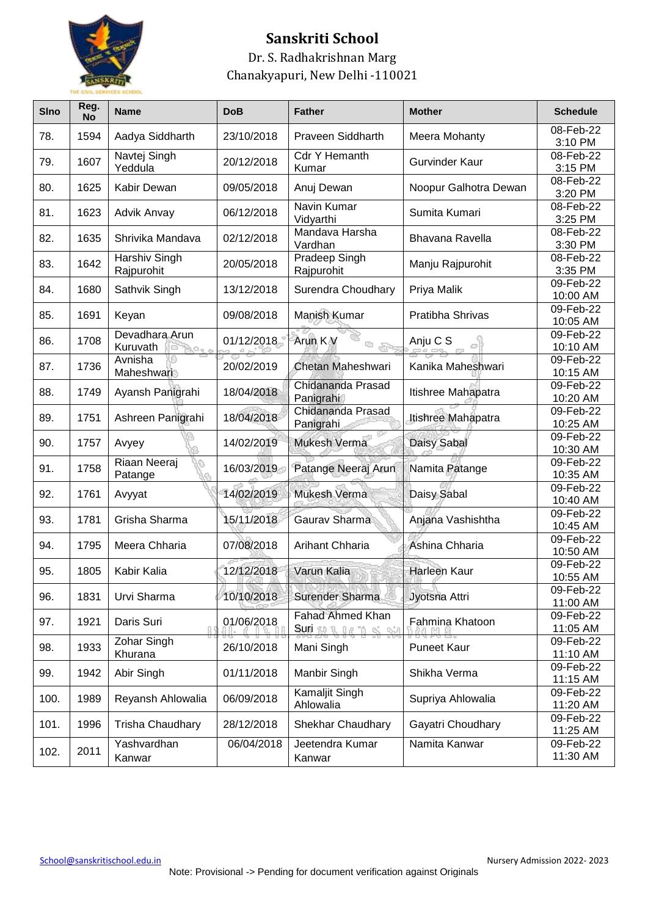# Sanskriti School

Dr. S. Radhakrishnan Marg

Chanakyapuri, New Delhi -110021

| Slno | Reg. No | Name | DoB | Father | Mother | Schedule |
|---|---|---|---|---|---|---|
| 78. | 1594 | Aadya Siddharth | 23/10/2018 | Praveen Siddharth | Meera Mohanty | 08-Feb-22 3:10 PM |
| 79. | 1607 | Navtej Singh Yeddula | 20/12/2018 | Cdr Y Hemanth Kumar | Gurvinder Kaur | 08-Feb-22 3:15 PM |
| 80. | 1625 | Kabir Dewan | 09/05/2018 | Anuj Dewan | Noopur Galhotra Dewan | 08-Feb-22 3:20 PM |
| 81. | 1623 | Advik Anvay | 06/12/2018 | Navin Kumar Vidyarthi | Sumita Kumari | 08-Feb-22 3:25 PM |
| 82. | 1635 | Shrivika Mandava | 02/12/2018 | Mandava Harsha Vardhan | Bhavana Ravella | 08-Feb-22 3:30 PM |
| 83. | 1642 | Harshiv Singh Rajpurohit | 20/05/2018 | Pradeep Singh Rajpurohit | Manju Rajpurohit | 08-Feb-22 3:35 PM |
| 84. | 1680 | Sathvik Singh | 13/12/2018 | Surendra Choudhary | Priya Malik | 09-Feb-22 10:00 AM |
| 85. | 1691 | Keyan | 09/08/2018 | Manish Kumar | Pratibha Shrivas | 09-Feb-22 10:05 AM |
| 86. | 1708 | Devadhara Arun Kuruvath | 01/12/2018 | Arun K V | Anju C S | 09-Feb-22 10:10 AM |
| 87. | 1736 | Avnisha Maheshwari | 20/02/2019 | Chetan Maheshwari | Kanika Maheshwari | 09-Feb-22 10:15 AM |
| 88. | 1749 | Ayansh Panigrahi | 18/04/2018 | Chidananda Prasad Panigrahi | Itishree Mahapatra | 09-Feb-22 10:20 AM |
| 89. | 1751 | Ashreen Panigrahi | 18/04/2018 | Chidananda Prasad Panigrahi | Itishree Mahapatra | 09-Feb-22 10:25 AM |
| 90. | 1757 | Avyey | 14/02/2019 | Mukesh Verma | Daisy Sabal | 09-Feb-22 10:30 AM |
| 91. | 1758 | Riaan Neeraj Patange | 16/03/2019 | Patange Neeraj Arun | Namita Patange | 09-Feb-22 10:35 AM |
| 92. | 1761 | Avyyat | 14/02/2019 | Mukesh Verma | Daisy Sabal | 09-Feb-22 10:40 AM |
| 93. | 1781 | Grisha Sharma | 15/11/2018 | Gaurav Sharma | Anjana Vashishtha | 09-Feb-22 10:45 AM |
| 94. | 1795 | Meera Chharia | 07/08/2018 | Arihant Chharia | Ashina Chharia | 09-Feb-22 10:50 AM |
| 95. | 1805 | Kabir Kalia | 12/12/2018 | Varun Kalia | Harleen Kaur | 09-Feb-22 10:55 AM |
| 96. | 1831 | Urvi Sharma | 10/10/2018 | Surender Sharma | Jyotsna Attri | 09-Feb-22 11:00 AM |
| 97. | 1921 | Daris Suri | 01/06/2018 | Fahad Ahmed Khan Suri | Fahmina Khatoon | 09-Feb-22 11:05 AM |
| 98. | 1933 | Zohar Singh Khurana | 26/10/2018 | Mani Singh | Puneet Kaur | 09-Feb-22 11:10 AM |
| 99. | 1942 | Abir Singh | 01/11/2018 | Manbir Singh | Shikha Verma | 09-Feb-22 11:15 AM |
| 100. | 1989 | Reyansh Ahlowalia | 06/09/2018 | Kamaljit Singh Ahlowalia | Supriya Ahlowalia | 09-Feb-22 11:20 AM |
| 101. | 1996 | Trisha Chaudhary | 28/12/2018 | Shekhar Chaudhary | Gayatri Choudhary | 09-Feb-22 11:25 AM |
| 102. | 2011 | Yashvardhan Kanwar | 06/04/2018 | Jeetendra Kumar Kanwar | Namita Kanwar | 09-Feb-22 11:30 AM |

School@sanskritischool.edu.in

Nursery Admission 2022- 2023

Note: Provisional -> Pending for document verification against Originals